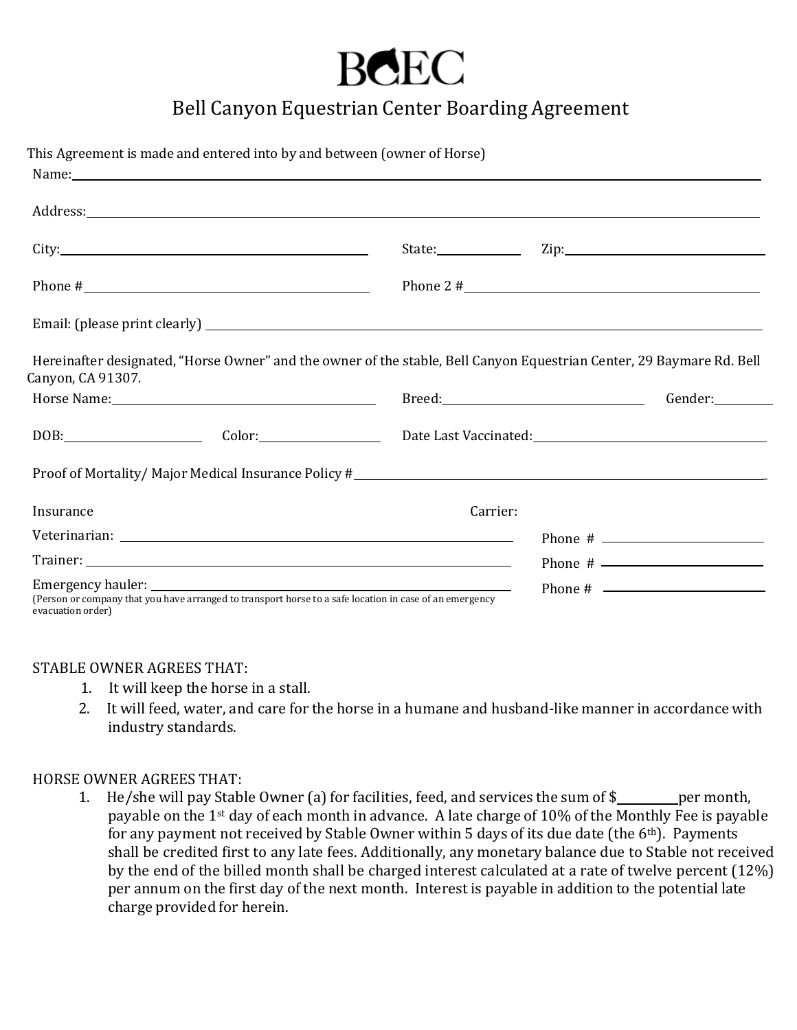# BCEC

## Bell Canyon Equestrian Center Boarding Agreement

This Agreement is made and entered into by and between (owner of Horse)

Name: ____________________

Address: ____________________

City: ____________________ State: __________ Zip: ____________________

Phone # ____________________ Phone 2 # ____________________

Email: (please print clearly) ____________________

Hereinafter designated, "Horse Owner" and the owner of the stable, Bell Canyon Equestrian Center, 29 Baymare Rd. Bell Canyon, CA 91307.

Horse Name: ____________________ Breed: ____________________ Gender: __________

DOB: ____________ Color: ____________ Date Last Vaccinated: ____________________

Proof of Mortality/ Major Medical Insurance Policy # ____________________

Insurance Carrier:

Veterinarian: ____________________ Phone # ____________________

Trainer: ____________________ Phone # ____________________

Emergency hauler: ____________________ Phone # ____________________

(Person or company that you have arranged to transport horse to a safe location in case of an emergency evacuation order)

STABLE OWNER AGREES THAT:

1. It will keep the horse in a stall.
2. It will feed, water, and care for the horse in a humane and husband-like manner in accordance with industry standards.

HORSE OWNER AGREES THAT:

1. He/she will pay Stable Owner (a) for facilities, feed, and services the sum of $__________ per month, payable on the 1st day of each month in advance. A late charge of 10% of the Monthly Fee is payable for any payment not received by Stable Owner within 5 days of its due date (the 6th). Payments shall be credited first to any late fees. Additionally, any monetary balance due to Stable not received by the end of the billed month shall be charged interest calculated at a rate of twelve percent (12%) per annum on the first day of the next month. Interest is payable in addition to the potential late charge provided for herein.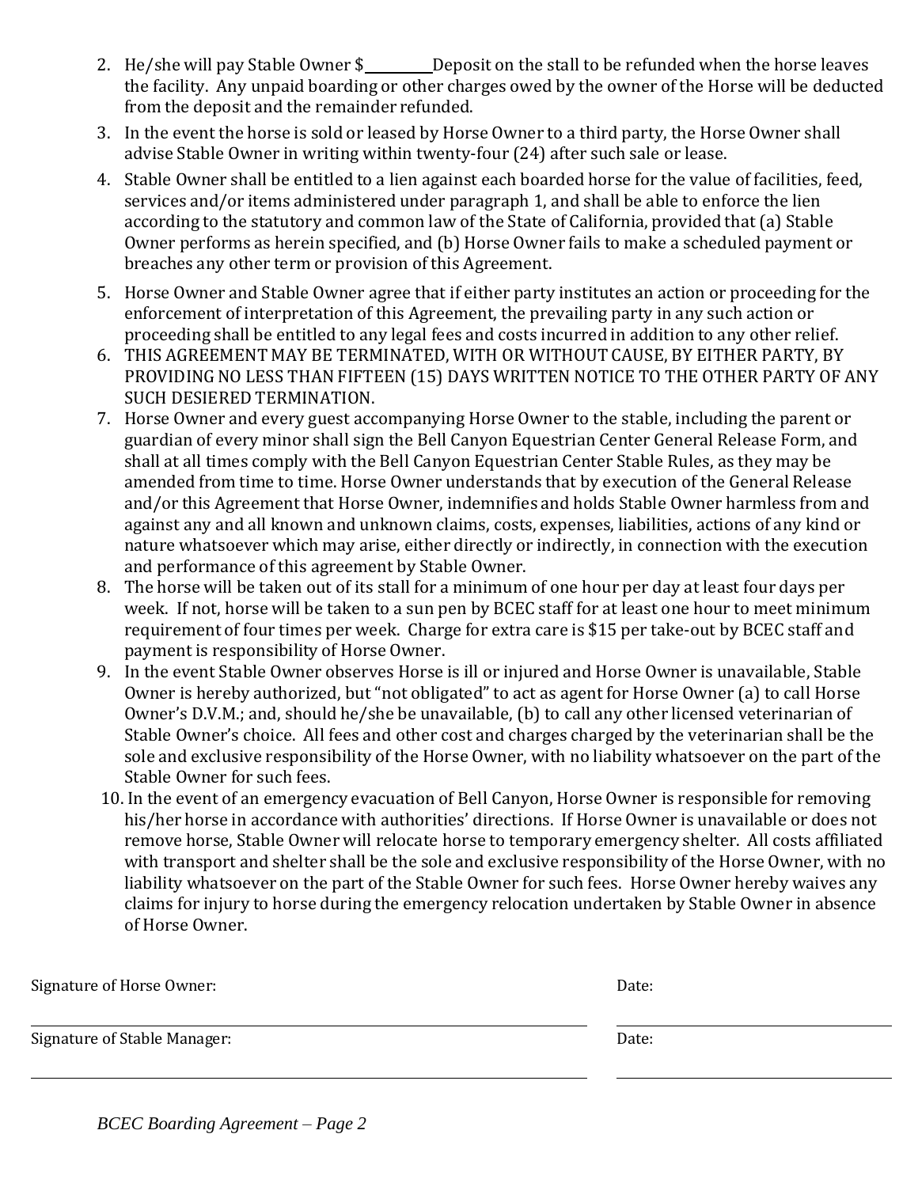2. He/she will pay Stable Owner $\_\_\_\_\_\_\_\_\_\_ Deposit on the stall to be refunded when the horse leaves the facility. Any unpaid boarding or other charges owed by the owner of the Horse will be deducted from the deposit and the remainder refunded.
3. In the event the horse is sold or leased by Horse Owner to a third party, the Horse Owner shall advise Stable Owner in writing within twenty-four (24) after such sale or lease.
4. Stable Owner shall be entitled to a lien against each boarded horse for the value of facilities, feed, services and/or items administered under paragraph 1, and shall be able to enforce the lien according to the statutory and common law of the State of California, provided that (a) Stable Owner performs as herein specified, and (b) Horse Owner fails to make a scheduled payment or breaches any other term or provision of this Agreement.
5. Horse Owner and Stable Owner agree that if either party institutes an action or proceeding for the enforcement of interpretation of this Agreement, the prevailing party in any such action or proceeding shall be entitled to any legal fees and costs incurred in addition to any other relief.
6. THIS AGREEMENT MAY BE TERMINATED, WITH OR WITHOUT CAUSE, BY EITHER PARTY, BY PROVIDING NO LESS THAN FIFTEEN (15) DAYS WRITTEN NOTICE TO THE OTHER PARTY OF ANY SUCH DESIERED TERMINATION.
7. Horse Owner and every guest accompanying Horse Owner to the stable, including the parent or guardian of every minor shall sign the Bell Canyon Equestrian Center General Release Form, and shall at all times comply with the Bell Canyon Equestrian Center Stable Rules, as they may be amended from time to time. Horse Owner understands that by execution of the General Release and/or this Agreement that Horse Owner, indemnifies and holds Stable Owner harmless from and against any and all known and unknown claims, costs, expenses, liabilities, actions of any kind or nature whatsoever which may arise, either directly or indirectly, in connection with the execution and performance of this agreement by Stable Owner.
8. The horse will be taken out of its stall for a minimum of one hour per day at least four days per week. If not, horse will be taken to a sun pen by BCEC staff for at least one hour to meet minimum requirement of four times per week. Charge for extra care is $15 per take-out by BCEC staff and payment is responsibility of Horse Owner.
9. In the event Stable Owner observes Horse is ill or injured and Horse Owner is unavailable, Stable Owner is hereby authorized, but "not obligated" to act as agent for Horse Owner (a) to call Horse Owner's D.V.M.; and, should he/she be unavailable, (b) to call any other licensed veterinarian of Stable Owner's choice. All fees and other cost and charges charged by the veterinarian shall be the sole and exclusive responsibility of the Horse Owner, with no liability whatsoever on the part of the Stable Owner for such fees.
10. In the event of an emergency evacuation of Bell Canyon, Horse Owner is responsible for removing his/her horse in accordance with authorities' directions. If Horse Owner is unavailable or does not remove horse, Stable Owner will relocate horse to temporary emergency shelter. All costs affiliated with transport and shelter shall be the sole and exclusive responsibility of the Horse Owner, with no liability whatsoever on the part of the Stable Owner for such fees. Horse Owner hereby waives any claims for injury to horse during the emergency relocation undertaken by Stable Owner in absence of Horse Owner.

Signature of Horse Owner: \_\_\_\_\_\_\_\_\_\_\_\_\_\_\_\_\_\_\_\_\_\_\_\_\_\_\_\_ Date: \_\_\_\_\_\_\_\_\_\_\_\_\_\_

Signature of Stable Manager: \_\_\_\_\_\_\_\_\_\_\_\_\_\_\_\_\_\_\_\_\_\_\_\_\_\_\_\_ Date: \_\_\_\_\_\_\_\_\_\_\_\_\_\_